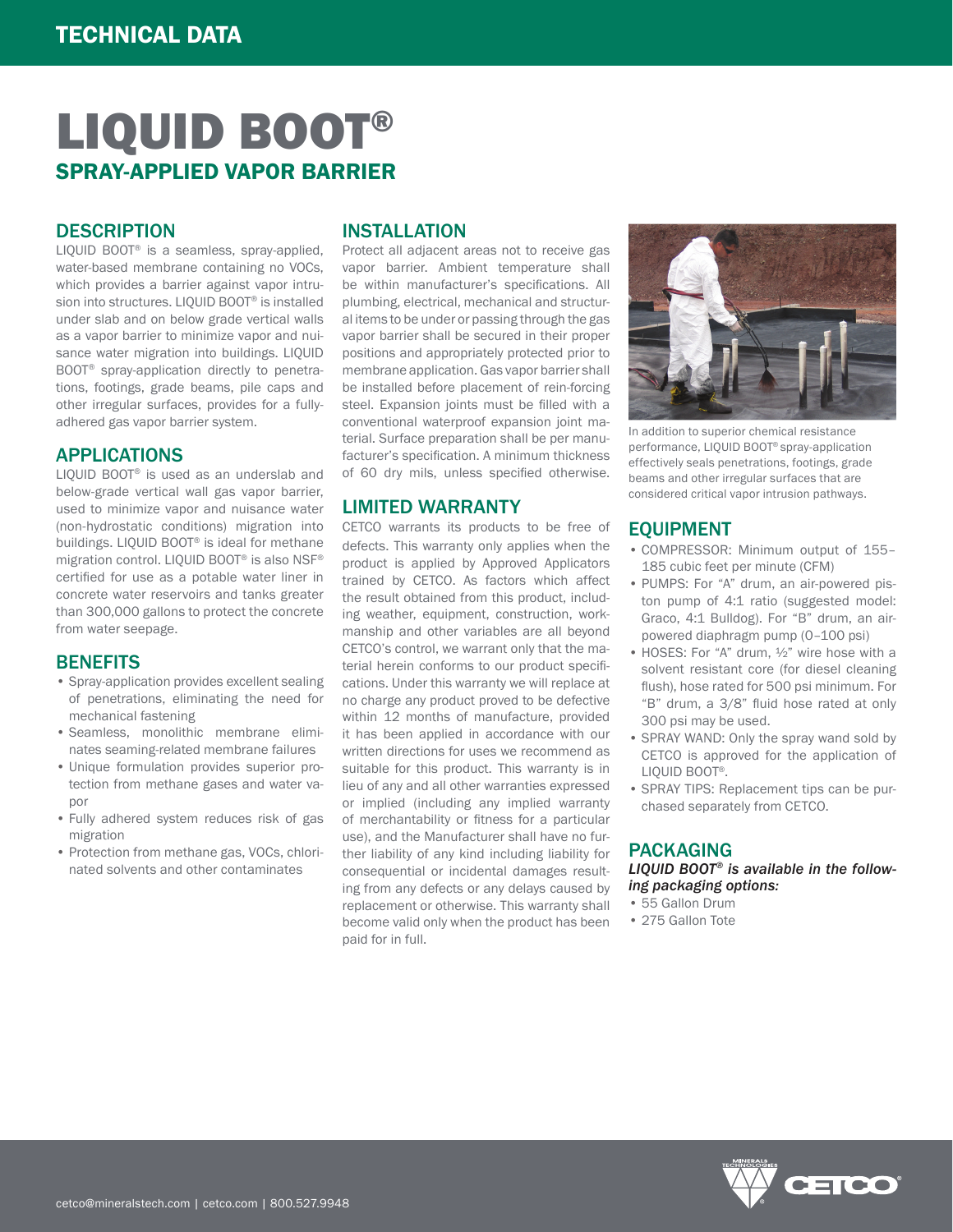TECHNICAL DATA

# LIQUID BOOT®

## SPRAY-APPLIED VAPOR BARRIER

### DESCRIPTION

LIQUID BOOT® is a seamless, spray-applied, water-based membrane containing no VOCs, which provides a barrier against vapor intrusion into structures. LIQUID BOOT® is installed under slab and on below grade vertical walls as a vapor barrier to minimize vapor and nuisance water migration into buildings. LIQUID BOOT® spray-application directly to penetrations, footings, grade beams, pile caps and other irregular surfaces, provides for a fully-adhered gas vapor barrier system.

### APPLICATIONS

LIQUID BOOT® is used as an underslab and below-grade vertical wall gas vapor barrier, used to minimize vapor and nuisance water (non-hydrostatic conditions) migration into buildings. LIQUID BOOT® is ideal for methane migration control. LIQUID BOOT® is also NSF® certified for use as a potable water liner in concrete water reservoirs and tanks greater than 300,000 gallons to protect the concrete from water seepage.

### BENEFITS

- Spray-application provides excellent sealing of penetrations, eliminating the need for mechanical fastening
- Seamless, monolithic membrane eliminates seaming-related membrane failures
- Unique formulation provides superior protection from methane gases and water vapor
- Fully adhered system reduces risk of gas migration
- Protection from methane gas, VOCs, chlorinated solvents and other contaminates

### INSTALLATION

Protect all adjacent areas not to receive gas vapor barrier. Ambient temperature shall be within manufacturer's specifications. All plumbing, electrical, mechanical and structural items to be under or passing through the gas vapor barrier shall be secured in their proper positions and appropriately protected prior to membrane application. Gas vapor barrier shall be installed before placement of rein-forcing steel. Expansion joints must be filled with a conventional waterproof expansion joint material. Surface preparation shall be per manufacturer's specification. A minimum thickness of 60 dry mils, unless specified otherwise.

### LIMITED WARRANTY

CETCO warrants its products to be free of defects. This warranty only applies when the product is applied by Approved Applicators trained by CETCO. As factors which affect the result obtained from this product, including weather, equipment, construction, workmanship and other variables are all beyond CETCO's control, we warrant only that the material herein conforms to our product specifications. Under this warranty we will replace at no charge any product proved to be defective within 12 months of manufacture, provided it has been applied in accordance with our written directions for uses we recommend as suitable for this product. This warranty is in lieu of any and all other warranties expressed or implied (including any implied warranty of merchantability or fitness for a particular use), and the Manufacturer shall have no further liability of any kind including liability for consequential or incidental damages resulting from any defects or any delays caused by replacement or otherwise. This warranty shall become valid only when the product has been paid for in full.

In addition to superior chemical resistance performance, LIQUID BOOT® spray-application effectively seals penetrations, footings, grade beams and other irregular surfaces that are considered critical vapor intrusion pathways.

### EQUIPMENT

- COMPRESSOR: Minimum output of 155–185 cubic feet per minute (CFM)
- PUMPS: For "A" drum, an air-powered piston pump of 4:1 ratio (suggested model: Graco, 4:1 Bulldog). For "B" drum, an air-powered diaphragm pump (0–100 psi)
- HOSES: For "A" drum, ½" wire hose with a solvent resistant core (for diesel cleaning flush), hose rated for 500 psi minimum. For "B" drum, a 3/8" fluid hose rated at only 300 psi may be used.
- SPRAY WAND: Only the spray wand sold by CETCO is approved for the application of LIQUID BOOT®.
- SPRAY TIPS: Replacement tips can be purchased separately from CETCO.

### PACKAGING

*LIQUID BOOT® is available in the following packaging options:*

- 55 Gallon Drum
- 275 Gallon Tote

cetco@mineralstech.com | cetco.com | 800.527.9948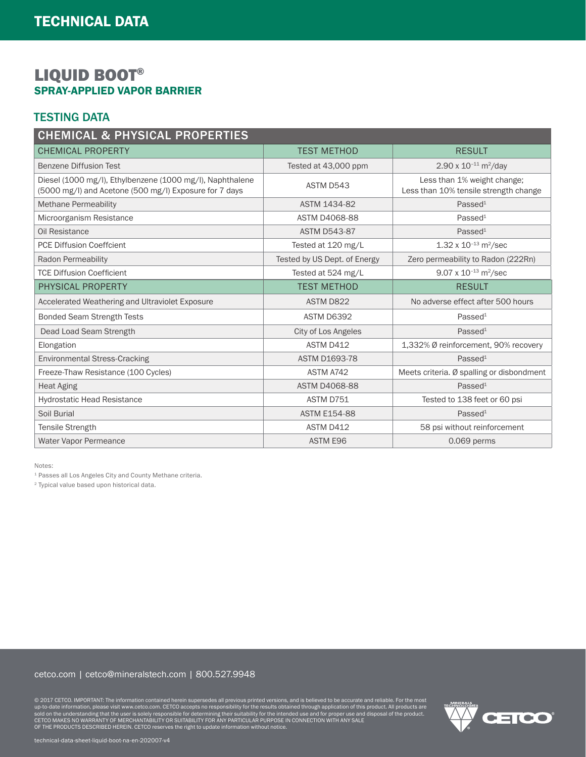# TECHNICAL DATA

## LIQUID BOOT®

### SPRAY-APPLIED VAPOR BARRIER

### TESTING DATA

| CHEMICAL & PHYSICAL PROPERTIES | | |
|---|---|---|
| CHEMICAL PROPERTY | TEST METHOD | RESULT |
| Benzene Diffusion Test | Tested at 43,000 ppm | $2.90 \times 10^{-11}$ $m^2$/day |
| Diesel (1000 mg/l), Ethylbenzene (1000 mg/l), Naphthalene (5000 mg/l) and Acetone (500 mg/l) Exposure for 7 days | ASTM D543 | Less than 1% weight change; Less than 10% tensile strength change |
| Methane Permeability | ASTM 1434-82 | Passed[1] |
| Microorganism Resistance | ASTM D4068-88 | Passed[1] |
| Oil Resistance | ASTM D543-87 | Passed[1] |
| PCE Diffusion Coeffcient | Tested at 120 mg/L | $1.32 \times 10^{-13}$ $m^2$/sec |
| Radon Permeability | Tested by US Dept. of Energy | Zero permeability to Radon (222Rn) |
| TCE Diffusion Coefficient | Tested at 524 mg/L | $9.07 \times 10^{-13}$ $m^2$/sec |
| PHYSICAL PROPERTY | TEST METHOD | RESULT |
| Accelerated Weathering and Ultraviolet Exposure | ASTM D822 | No adverse effect after 500 hours |
| Bonded Seam Strength Tests | ASTM D6392 | Passed[1] |
| Dead Load Seam Strength | City of Los Angeles | Passed[1] |
| Elongation | ASTM D412 | 1,332% Ø reinforcement, 90% recovery |
| Environmental Stress-Cracking | ASTM D1693-78 | Passed[1] |
| Freeze-Thaw Resistance (100 Cycles) | ASTM A742 | Meets criteria. Ø spalling or disbondment |
| Heat Aging | ASTM D4068-88 | Passed[1] |
| Hydrostatic Head Resistance | ASTM D751 | Tested to 138 feet or 60 psi |
| Soil Burial | ASTM E154-88 | Passed[1] |
| Tensile Strength | ASTM D412 | 58 psi without reinforcement |
| Water Vapor Permeance | ASTM E96 | 0.069 perms |

Notes:

[1] Passes all Los Angeles City and County Methane criteria.

[2] Typical value based upon historical data.

cetco.com | cetco@mineralstech.com | 800.527.9948

© 2017 CETCO. IMPORTANT: The information contained herein supersedes all previous printed versions, and is believed to be accurate and reliable. For the most up-to-date information, please visit www.cetco.com. CETCO accepts no responsibility for the results obtained through application of this product. All products are sold on the understanding that the user is solely responsible for determining their suitability for the intended use and for proper use and disposal of the product. CETCO MAKES NO WARRANTY OF MERCHANTABILITY OR SUITABILITY FOR ANY PARTICULAR PURPOSE IN CONNECTION WITH ANY SALE OF THE PRODUCTS DESCRIBED HEREIN. CETCO reserves the right to update information without notice.

technical-data-sheet-liquid-boot-na-en-202007-v4